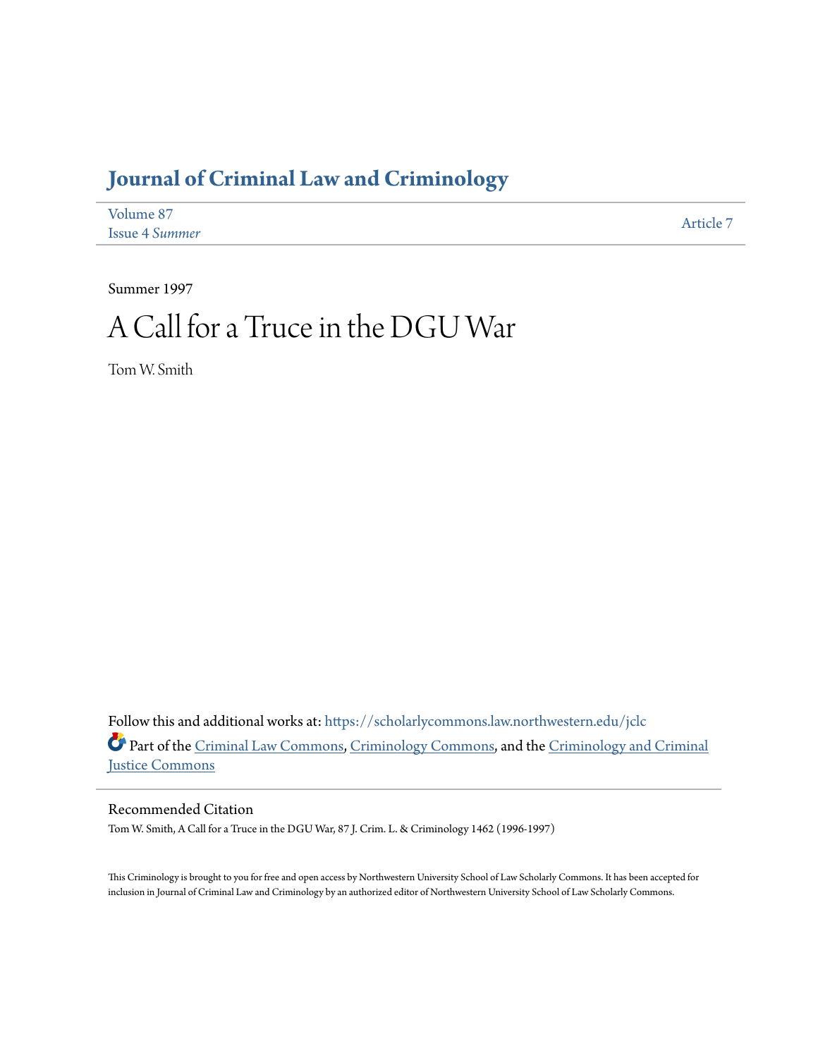# Journal of Criminal Law and Criminology

Volume 87
Issue 4 *Summer*

Article 7

Summer 1997

# A Call for a Truce in the DGU War

Tom W. Smith

Follow this and additional works at: https://scholarlycommons.law.northwestern.edu/jclc

Part of the Criminal Law Commons, Criminology Commons, and the Criminology and Criminal Justice Commons

## Recommended Citation

Tom W. Smith, A Call for a Truce in the DGU War, 87 J. Crim. L. & Criminology 1462 (1996-1997)

This Criminology is brought to you for free and open access by Northwestern University School of Law Scholarly Commons. It has been accepted for inclusion in Journal of Criminal Law and Criminology by an authorized editor of Northwestern University School of Law Scholarly Commons.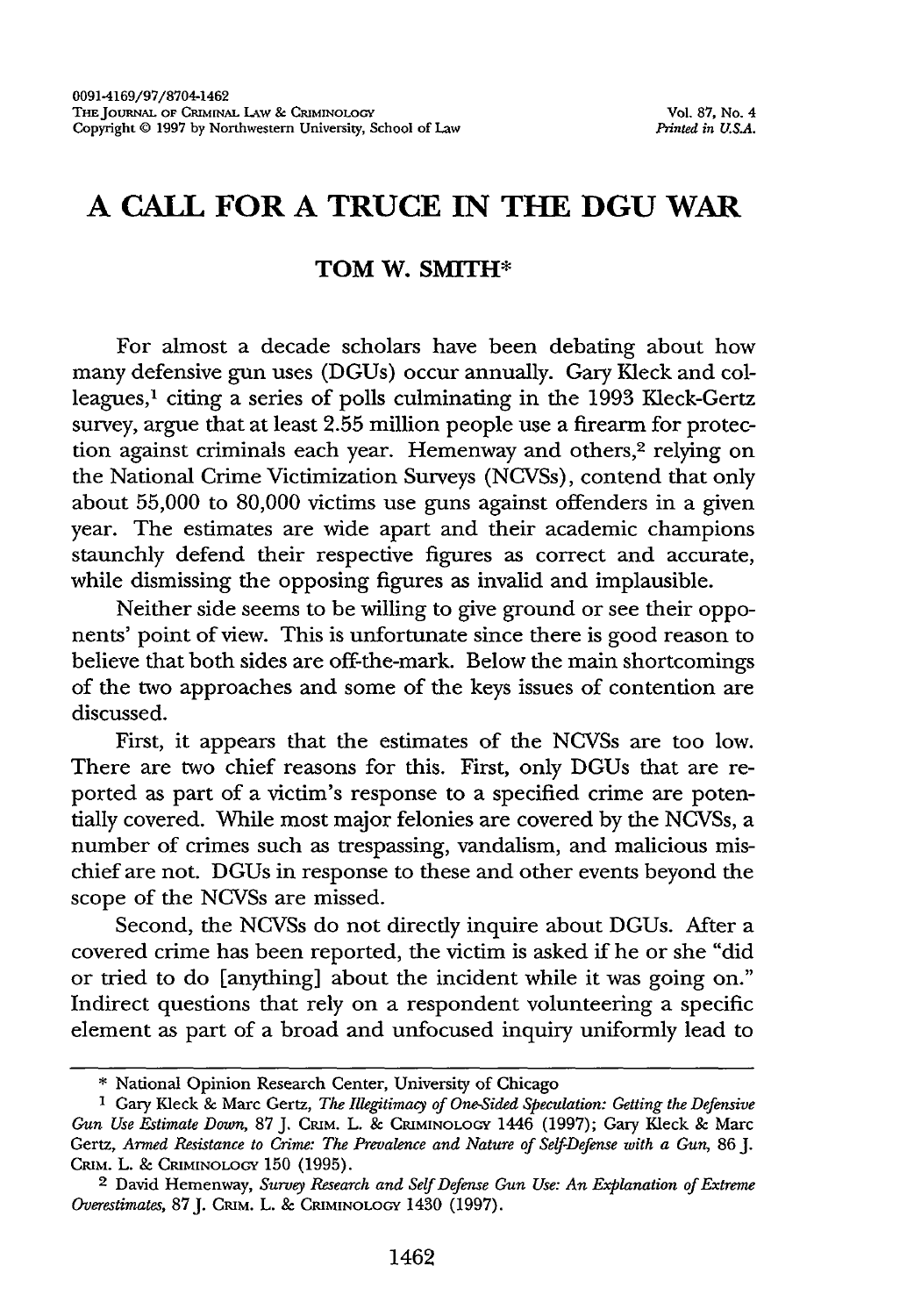0091-4169/97/8704-1462
THE JOURNAL OF CRIMINAL LAW & CRIMINOLOGY
Copyright © 1997 by Northwestern University, School of Law

Vol. 87, No. 4
*Printed in U.S.A.*

# A CALL FOR A TRUCE IN THE DGU WAR

## TOM W. SMITH*

For almost a decade scholars have been debating about how many defensive gun uses (DGUs) occur annually. Gary Kleck and colleagues,[1] citing a series of polls culminating in the 1993 Kleck-Gertz survey, argue that at least 2.55 million people use a firearm for protection against criminals each year. Hemenway and others,[2] relying on the National Crime Victimization Surveys (NCVSs), contend that only about 55,000 to 80,000 victims use guns against offenders in a given year. The estimates are wide apart and their academic champions staunchly defend their respective figures as correct and accurate, while dismissing the opposing figures as invalid and implausible.

Neither side seems to be willing to give ground or see their opponents' point of view. This is unfortunate since there is good reason to believe that both sides are off-the-mark. Below the main shortcomings of the two approaches and some of the keys issues of contention are discussed.

First, it appears that the estimates of the NCVSs are too low. There are two chief reasons for this. First, only DGUs that are reported as part of a victim's response to a specified crime are potentially covered. While most major felonies are covered by the NCVSs, a number of crimes such as trespassing, vandalism, and malicious mischief are not. DGUs in response to these and other events beyond the scope of the NCVSs are missed.

Second, the NCVSs do not directly inquire about DGUs. After a covered crime has been reported, the victim is asked if he or she "did or tried to do [anything] about the incident while it was going on." Indirect questions that rely on a respondent volunteering a specific element as part of a broad and unfocused inquiry uniformly lead to

---

\* National Opinion Research Center, University of Chicago

[1] Gary Kleck & Marc Gertz, *The Illegitimacy of One-Sided Speculation: Getting the Defensive Gun Use Estimate Down*, 87 J. CRIM. L. & CRIMINOLOGY 1446 (1997); Gary Kleck & Marc Gertz, *Armed Resistance to Crime: The Prevalence and Nature of Self-Defense with a Gun*, 86 J. CRIM. L. & CRIMINOLOGY 150 (1995).

[2] David Hemenway, *Survey Research and Self Defense Gun Use: An Explanation of Extreme Overestimates*, 87 J. CRIM. L. & CRIMINOLOGY 1430 (1997).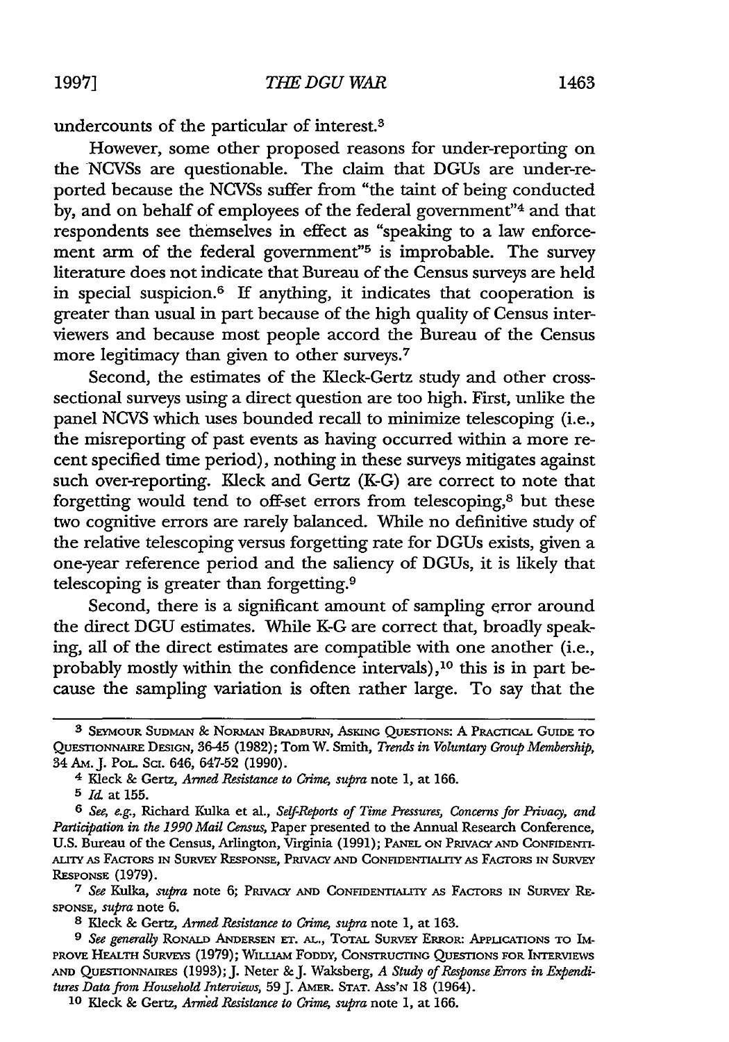undercounts of the particular of interest.[3]

However, some other proposed reasons for under-reporting on the NCVSs are questionable. The claim that DGUs are under-reported because the NCVSs suffer from "the taint of being conducted by, and on behalf of employees of the federal government"[4] and that respondents see themselves in effect as "speaking to a law enforcement arm of the federal government"[5] is improbable. The survey literature does not indicate that Bureau of the Census surveys are held in special suspicion.[6] If anything, it indicates that cooperation is greater than usual in part because of the high quality of Census interviewers and because most people accord the Bureau of the Census more legitimacy than given to other surveys.[7]

Second, the estimates of the Kleck-Gertz study and other cross-sectional surveys using a direct question are too high. First, unlike the panel NCVS which uses bounded recall to minimize telescoping (i.e., the misreporting of past events as having occurred within a more recent specified time period), nothing in these surveys mitigates against such over-reporting. Kleck and Gertz (K-G) are correct to note that forgetting would tend to off-set errors from telescoping,[8] but these two cognitive errors are rarely balanced. While no definitive study of the relative telescoping versus forgetting rate for DGUs exists, given a one-year reference period and the saliency of DGUs, it is likely that telescoping is greater than forgetting.[9]

Second, there is a significant amount of sampling error around the direct DGU estimates. While K-G are correct that, broadly speaking, all of the direct estimates are compatible with one another (i.e., probably mostly within the confidence intervals),[10] this is in part because the sampling variation is often rather large. To say that the

---

[3] SEYMOUR SUDMAN & NORMAN BRADBURN, ASKING QUESTIONS: A PRACTICAL GUIDE TO QUESTIONNAIRE DESIGN, 36-45 (1982); Tom W. Smith, *Trends in Voluntary Group Membership*, 34 AM. J. POL. SCI. 646, 647-52 (1990).

[4] Kleck & Gertz, *Armed Resistance to Crime*, *supra* note 1, at 166.

[5] *Id.* at 155.

[6] *See, e.g.*, Richard Kulka et al., *Self-Reports of Time Pressures, Concerns for Privacy, and Participation in the 1990 Mail Census*, Paper presented to the Annual Research Conference, U.S. Bureau of the Census, Arlington, Virginia (1991); PANEL ON PRIVACY AND CONFIDENTIALITY AS FACTORS IN SURVEY RESPONSE, PRIVACY AND CONFIDENTIALITY AS FACTORS IN SURVEY RESPONSE (1979).

[7] *See* Kulka, *supra* note 6; PRIVACY AND CONFIDENTIALITY AS FACTORS IN SURVEY RESPONSE, *supra* note 6.

[8] Kleck & Gertz, *Armed Resistance to Crime*, *supra* note 1, at 163.

[9] *See generally* RONALD ANDERSEN ET. AL., TOTAL SURVEY ERROR: APPLICATIONS TO IMPROVE HEALTH SURVEYS (1979); WILLIAM FODDY, CONSTRUCTING QUESTIONS FOR INTERVIEWS AND QUESTIONNAIRES (1993); J. Neter & J. Waksberg, *A Study of Response Errors in Expenditures Data from Household Interviews*, 59 J. AMER. STAT. ASS'N 18 (1964).

[10] Kleck & Gertz, *Armed Resistance to Crime*, *supra* note 1, at 166.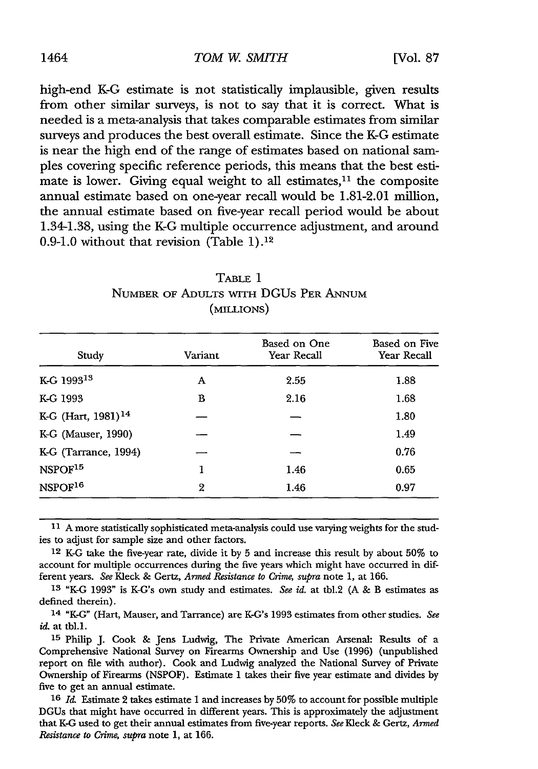high-end K-G estimate is not statistically implausible, given results from other similar surveys, is not to say that it is correct. What is needed is a meta-analysis that takes comparable estimates from similar surveys and produces the best overall estimate. Since the K-G estimate is near the high end of the range of estimates based on national samples covering specific reference periods, this means that the best estimate is lower. Giving equal weight to all estimates,[11] the composite annual estimate based on one-year recall would be 1.81-2.01 million, the annual estimate based on five-year recall period would be about 1.34-1.38, using the K-G multiple occurrence adjustment, and around 0.9-1.0 without that revision (Table 1).[12]

TABLE 1
NUMBER OF ADULTS WITH DGUs PER ANNUM (MILLIONS)

| Study | Variant | Based on One Year Recall | Based on Five Year Recall |
|---|---|---|---|
| K-G 1993[13] | A | 2.55 | 1.88 |
| K-G 1993 | B | 2.16 | 1.68 |
| K-G (Hart, 1981)[14] | — | — | 1.80 |
| K-G (Mauser, 1990) | — | — | 1.49 |
| K-G (Tarrance, 1994) | — | — | 0.76 |
| NSPOF[15] | 1 | 1.46 | 0.65 |
| NSPOF[16] | 2 | 1.46 | 0.97 |

---

[11] A more statistically sophisticated meta-analysis could use varying weights for the studies to adjust for sample size and other factors.

[12] K-G take the five-year rate, divide it by 5 and increase this result by about 50% to account for multiple occurrences during the five years which might have occurred in different years. *See* Kleck & Gertz, *Armed Resistance to Crime*, *supra* note 1, at 166.

[13] "K-G 1993" is K-G's own study and estimates. *See id.* at tbl.2 (A & B estimates as defined therein).

[14] "K-G" (Hart, Mauser, and Tarrance) are K-G's 1993 estimates from other studies. *See id.* at tbl.1.

[15] Philip J. Cook & Jens Ludwig, The Private American Arsenal: Results of a Comprehensive National Survey on Firearms Ownership and Use (1996) (unpublished report on file with author). Cook and Ludwig analyzed the National Survey of Private Ownership of Firearms (NSPOF). Estimate 1 takes their five year estimate and divides by five to get an annual estimate.

[16] *Id.* Estimate 2 takes estimate 1 and increases by 50% to account for possible multiple DGUs that might have occurred in different years. This is approximately the adjustment that K-G used to get their annual estimates from five-year reports. *See* Kleck & Gertz, *Armed Resistance to Crime*, *supra* note 1, at 166.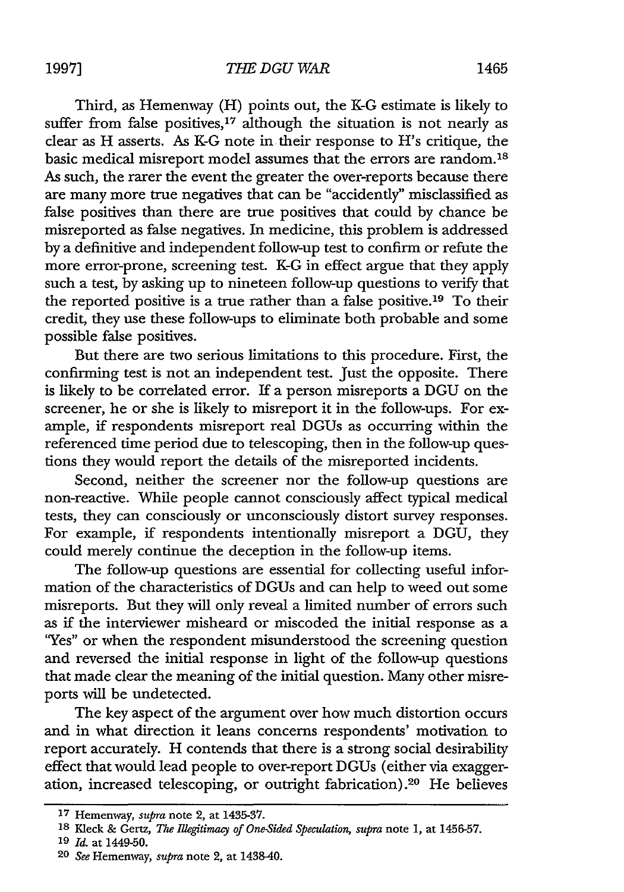Third, as Hemenway (H) points out, the K-G estimate is likely to suffer from false positives,[17] although the situation is not nearly as clear as H asserts. As K-G note in their response to H's critique, the basic medical misreport model assumes that the errors are random.[18] As such, the rarer the event the greater the over-reports because there are many more true negatives that can be "accidently" misclassified as false positives than there are true positives that could by chance be misreported as false negatives. In medicine, this problem is addressed by a definitive and independent follow-up test to confirm or refute the more error-prone, screening test. K-G in effect argue that they apply such a test, by asking up to nineteen follow-up questions to verify that the reported positive is a true rather than a false positive.[19] To their credit, they use these follow-ups to eliminate both probable and some possible false positives.

But there are two serious limitations to this procedure. First, the confirming test is not an independent test. Just the opposite. There is likely to be correlated error. If a person misreports a DGU on the screener, he or she is likely to misreport it in the follow-ups. For example, if respondents misreport real DGUs as occurring within the referenced time period due to telescoping, then in the follow-up questions they would report the details of the misreported incidents.

Second, neither the screener nor the follow-up questions are non-reactive. While people cannot consciously affect typical medical tests, they can consciously or unconsciously distort survey responses. For example, if respondents intentionally misreport a DGU, they could merely continue the deception in the follow-up items.

The follow-up questions are essential for collecting useful information of the characteristics of DGUs and can help to weed out some misreports. But they will only reveal a limited number of errors such as if the interviewer misheard or miscoded the initial response as a "Yes" or when the respondent misunderstood the screening question and reversed the initial response in light of the follow-up questions that made clear the meaning of the initial question. Many other misreports will be undetected.

The key aspect of the argument over how much distortion occurs and in what direction it leans concerns respondents' motivation to report accurately. H contends that there is a strong social desirability effect that would lead people to over-report DGUs (either via exaggeration, increased telescoping, or outright fabrication).[20] He believes

---

[17] Hemenway, *supra* note 2, at 1435-37.

[18] Kleck & Gertz, *The Illegitimacy of One-Sided Speculation*, *supra* note 1, at 1456-57.

[19] *Id.* at 1449-50.

[20] *See* Hemenway, *supra* note 2, at 1438-40.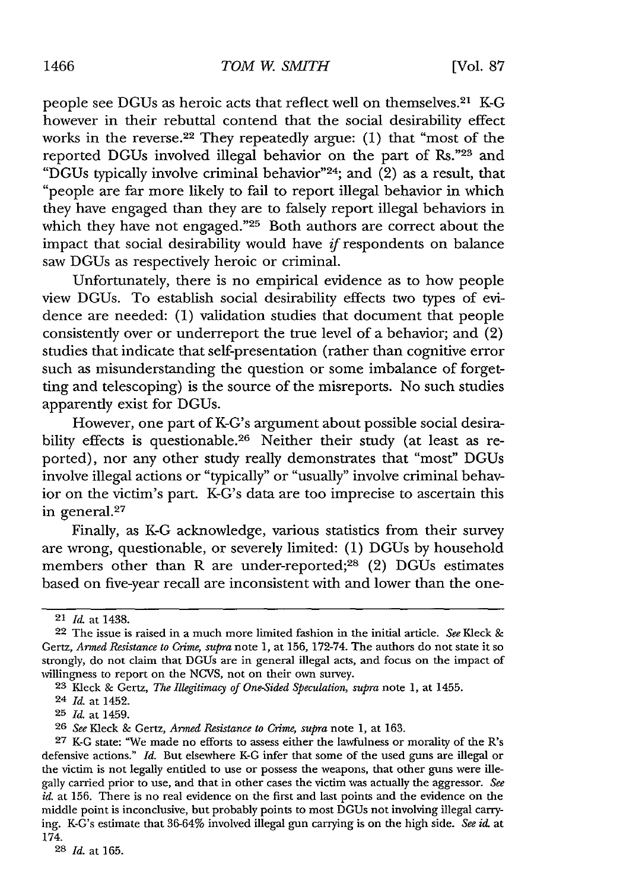people see DGUs as heroic acts that reflect well on themselves.[21] K-G however in their rebuttal contend that the social desirability effect works in the reverse.[22] They repeatedly argue: (1) that "most of the reported DGUs involved illegal behavior on the part of Rs."[23] and "DGUs typically involve criminal behavior"[24]; and (2) as a result, that "people are far more likely to fail to report illegal behavior in which they have engaged than they are to falsely report illegal behaviors in which they have not engaged."[25] Both authors are correct about the impact that social desirability would have *if* respondents on balance saw DGUs as respectively heroic or criminal.

Unfortunately, there is no empirical evidence as to how people view DGUs. To establish social desirability effects two types of evidence are needed: (1) validation studies that document that people consistently over or underreport the true level of a behavior; and (2) studies that indicate that self-presentation (rather than cognitive error such as misunderstanding the question or some imbalance of forgetting and telescoping) is the source of the misreports. No such studies apparently exist for DGUs.

However, one part of K-G's argument about possible social desirability effects is questionable.[26] Neither their study (at least as reported), nor any other study really demonstrates that "most" DGUs involve illegal actions or "typically" or "usually" involve criminal behavior on the victim's part. K-G's data are too imprecise to ascertain this in general.[27]

Finally, as K-G acknowledge, various statistics from their survey are wrong, questionable, or severely limited: (1) DGUs by household members other than R are under-reported;[28] (2) DGUs estimates based on five-year recall are inconsistent with and lower than the one-

---

[21] *Id.* at 1438.

[22] The issue is raised in a much more limited fashion in the initial article. *See* Kleck & Gertz, *Armed Resistance to Crime*, *supra* note 1, at 156, 172-74. The authors do not state it so strongly, do not claim that DGUs are in general illegal acts, and focus on the impact of willingness to report on the NCVS, not on their own survey.

[23] Kleck & Gertz, *The Illegitimacy of One-Sided Speculation*, *supra* note 1, at 1455.

[24] *Id.* at 1452.

[25] *Id.* at 1459.

[26] *See* Kleck & Gertz, *Armed Resistance to Crime*, *supra* note 1, at 163.

[27] K-G state: "We made no efforts to assess either the lawfulness or morality of the R's defensive actions." *Id.* But elsewhere K-G infer that some of the used guns are illegal or the victim is not legally entitled to use or possess the weapons, that other guns were illegally carried prior to use, and that in other cases the victim was actually the aggressor. *See id.* at 156. There is no real evidence on the first and last points and the evidence on the middle point is inconclusive, but probably points to most DGUs not involving illegal carrying. K-G's estimate that 36-64% involved illegal gun carrying is on the high side. *See id.* at 174.

[28] *Id.* at 165.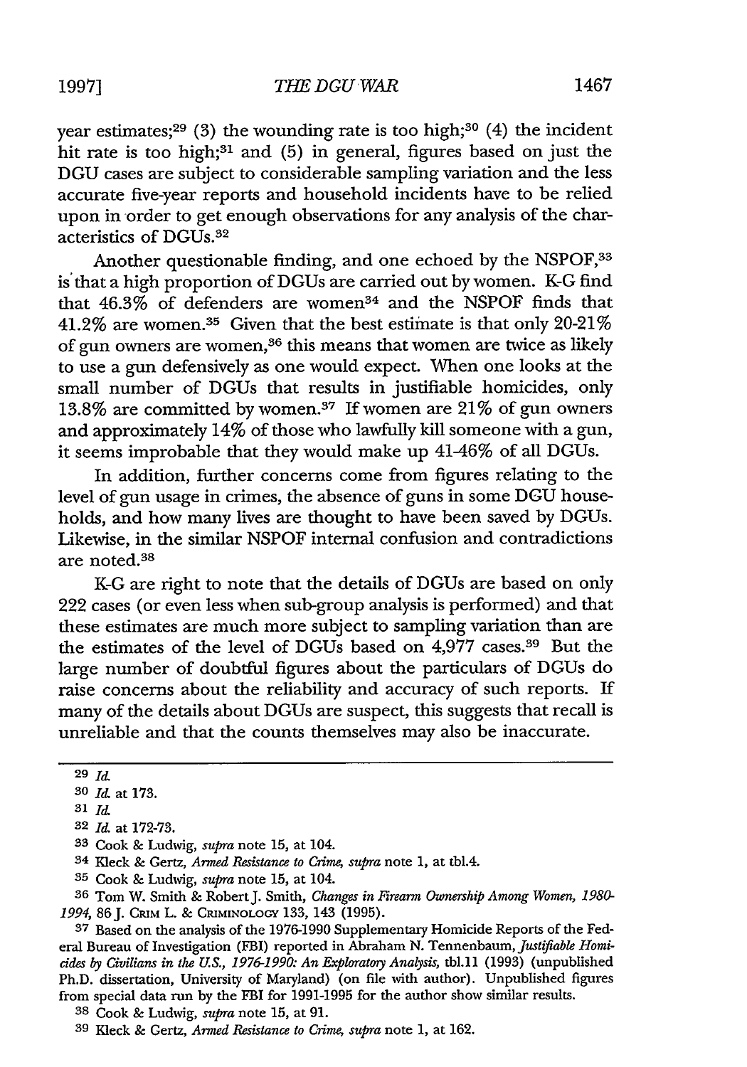year estimates;[29] (3) the wounding rate is too high;[30] (4) the incident hit rate is too high;[31] and (5) in general, figures based on just the DGU cases are subject to considerable sampling variation and the less accurate five-year reports and household incidents have to be relied upon in order to get enough observations for any analysis of the characteristics of DGUs.[32]

Another questionable finding, and one echoed by the NSPOF,[33] is that a high proportion of DGUs are carried out by women. K-G find that 46.3% of defenders are women[34] and the NSPOF finds that 41.2% are women.[35] Given that the best estimate is that only 20-21% of gun owners are women,[36] this means that women are twice as likely to use a gun defensively as one would expect. When one looks at the small number of DGUs that results in justifiable homicides, only 13.8% are committed by women.[37] If women are 21% of gun owners and approximately 14% of those who lawfully kill someone with a gun, it seems improbable that they would make up 41-46% of all DGUs.

In addition, further concerns come from figures relating to the level of gun usage in crimes, the absence of guns in some DGU households, and how many lives are thought to have been saved by DGUs. Likewise, in the similar NSPOF internal confusion and contradictions are noted.[38]

K-G are right to note that the details of DGUs are based on only 222 cases (or even less when sub-group analysis is performed) and that these estimates are much more subject to sampling variation than are the estimates of the level of DGUs based on 4,977 cases.[39] But the large number of doubtful figures about the particulars of DGUs do raise concerns about the reliability and accuracy of such reports. If many of the details about DGUs are suspect, this suggests that recall is unreliable and that the counts themselves may also be inaccurate.

---

29 *Id.*

30 *Id.* at 173.

31 *Id.*

32 *Id.* at 172-73.

33 Cook & Ludwig, *supra* note 15, at 104.

34 Kleck & Gertz, *Armed Resistance to Crime*, *supra* note 1, at tbl.4.

35 Cook & Ludwig, *supra* note 15, at 104.

36 Tom W. Smith & Robert J. Smith, *Changes in Firearm Ownership Among Women, 1980-1994*, 86 J. CRIM L. & CRIMINOLOGY 133, 143 (1995).

37 Based on the analysis of the 1976-1990 Supplementary Homicide Reports of the Federal Bureau of Investigation (FBI) reported in Abraham N. Tennenbaum, *Justifiable Homicides by Civilians in the U.S., 1976-1990: An Exploratory Analysis*, tbl.11 (1993) (unpublished Ph.D. dissertation, University of Maryland) (on file with author). Unpublished figures from special data run by the FBI for 1991-1995 for the author show similar results.

38 Cook & Ludwig, *supra* note 15, at 91.

39 Kleck & Gertz, *Armed Resistance to Crime*, *supra* note 1, at 162.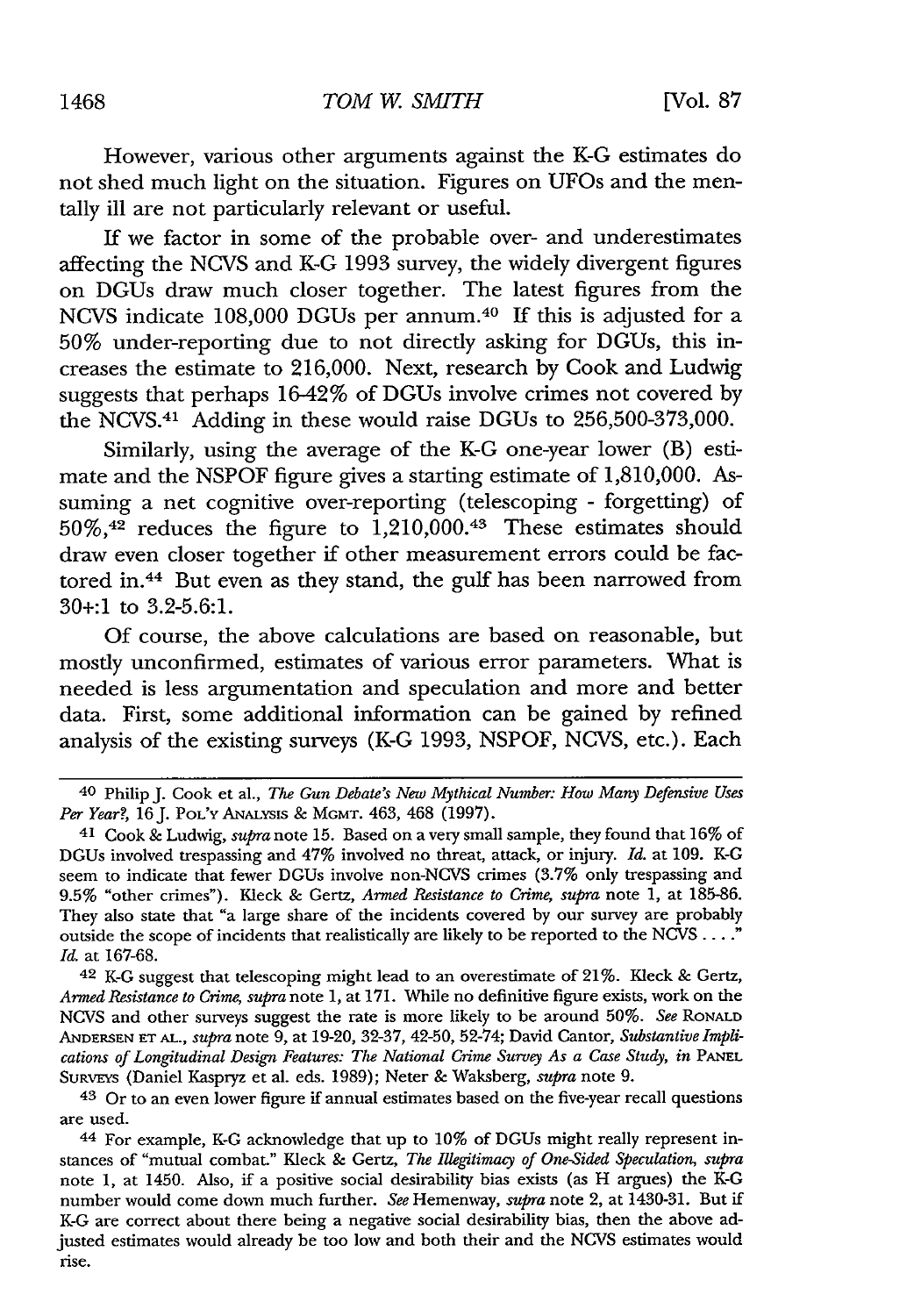However, various other arguments against the K-G estimates do not shed much light on the situation. Figures on UFOs and the mentally ill are not particularly relevant or useful.

If we factor in some of the probable over- and underestimates affecting the NCVS and K-G 1993 survey, the widely divergent figures on DGUs draw much closer together. The latest figures from the NCVS indicate 108,000 DGUs per annum.[40] If this is adjusted for a 50% under-reporting due to not directly asking for DGUs, this increases the estimate to 216,000. Next, research by Cook and Ludwig suggests that perhaps 16-42% of DGUs involve crimes not covered by the NCVS.[41] Adding in these would raise DGUs to 256,500-373,000.

Similarly, using the average of the K-G one-year lower (B) estimate and the NSPOF figure gives a starting estimate of 1,810,000. Assuming a net cognitive over-reporting (telescoping - forgetting) of 50%,[42] reduces the figure to 1,210,000.[43] These estimates should draw even closer together if other measurement errors could be factored in.[44] But even as they stand, the gulf has been narrowed from 30+:1 to 3.2-5.6:1.

Of course, the above calculations are based on reasonable, but mostly unconfirmed, estimates of various error parameters. What is needed is less argumentation and speculation and more and better data. First, some additional information can be gained by refined analysis of the existing surveys (K-G 1993, NSPOF, NCVS, etc.). Each

---

[40] Philip J. Cook et al., *The Gun Debate's New Mythical Number: How Many Defensive Uses Per Year?*, 16 J. POL'Y ANALYSIS & MGMT. 463, 468 (1997).

[41] Cook & Ludwig, *supra* note 15. Based on a very small sample, they found that 16% of DGUs involved trespassing and 47% involved no threat, attack, or injury. *Id.* at 109. K-G seem to indicate that fewer DGUs involve non-NCVS crimes (3.7% only trespassing and 9.5% "other crimes"). Kleck & Gertz, *Armed Resistance to Crime*, *supra* note 1, at 185-86. They also state that "a large share of the incidents covered by our survey are probably outside the scope of incidents that realistically are likely to be reported to the NCVS . . . ." *Id.* at 167-68.

[42] K-G suggest that telescoping might lead to an overestimate of 21%. Kleck & Gertz, *Armed Resistance to Crime*, *supra* note 1, at 171. While no definitive figure exists, work on the NCVS and other surveys suggest the rate is more likely to be around 50%. *See* RONALD ANDERSEN ET AL., *supra* note 9, at 19-20, 32-37, 42-50, 52-74; David Cantor, *Substantive Implications of Longitudinal Design Features: The National Crime Survey As a Case Study*, *in* PANEL SURVEYS (Daniel Kaspryz et al. eds. 1989); Neter & Waksberg, *supra* note 9.

[43] Or to an even lower figure if annual estimates based on the five-year recall questions are used.

[44] For example, K-G acknowledge that up to 10% of DGUs might really represent instances of "mutual combat." Kleck & Gertz, *The Illegitimacy of One-Sided Speculation*, *supra* note 1, at 1450. Also, if a positive social desirability bias exists (as H argues) the K-G number would come down much further. *See* Hemenway, *supra* note 2, at 1430-31. But if K-G are correct about there being a negative social desirability bias, then the above adjusted estimates would already be too low and both their and the NCVS estimates would rise.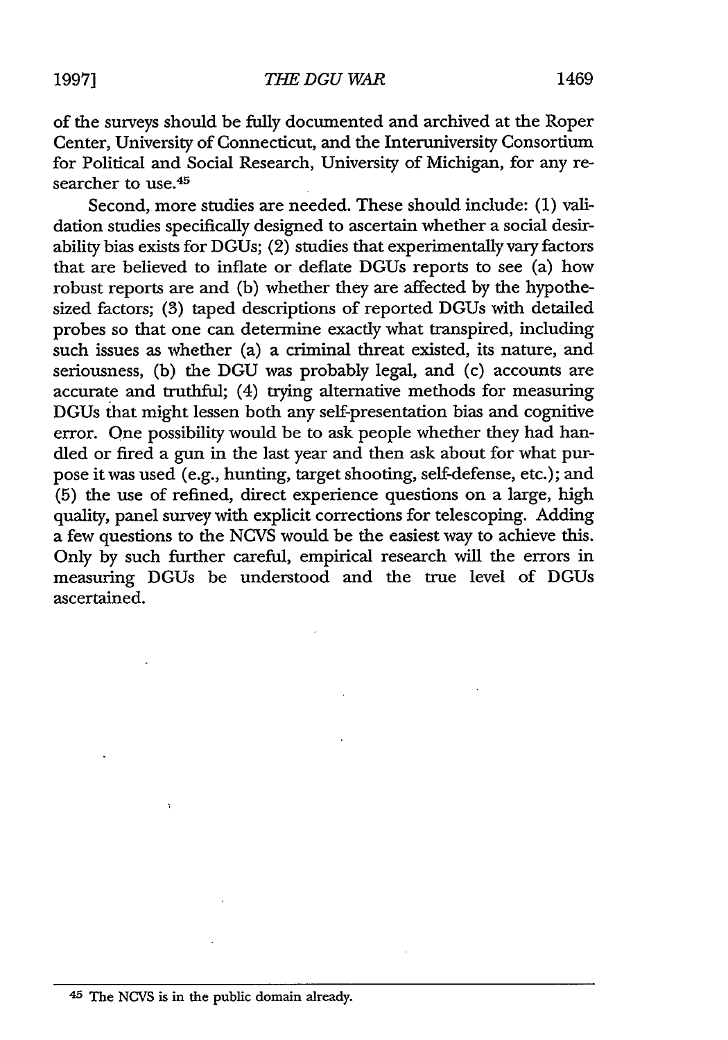of the surveys should be fully documented and archived at the Roper Center, University of Connecticut, and the Interuniversity Consortium for Political and Social Research, University of Michigan, for any researcher to use.[45]

Second, more studies are needed. These should include: (1) validation studies specifically designed to ascertain whether a social desirability bias exists for DGUs; (2) studies that experimentally vary factors that are believed to inflate or deflate DGUs reports to see (a) how robust reports are and (b) whether they are affected by the hypothesized factors; (3) taped descriptions of reported DGUs with detailed probes so that one can determine exactly what transpired, including such issues as whether (a) a criminal threat existed, its nature, and seriousness, (b) the DGU was probably legal, and (c) accounts are accurate and truthful; (4) trying alternative methods for measuring DGUs that might lessen both any self-presentation bias and cognitive error. One possibility would be to ask people whether they had handled or fired a gun in the last year and then ask about for what purpose it was used (e.g., hunting, target shooting, self-defense, etc.); and (5) the use of refined, direct experience questions on a large, high quality, panel survey with explicit corrections for telescoping. Adding a few questions to the NCVS would be the easiest way to achieve this. Only by such further careful, empirical research will the errors in measuring DGUs be understood and the true level of DGUs ascertained.

---

[45] The NCVS is in the public domain already.